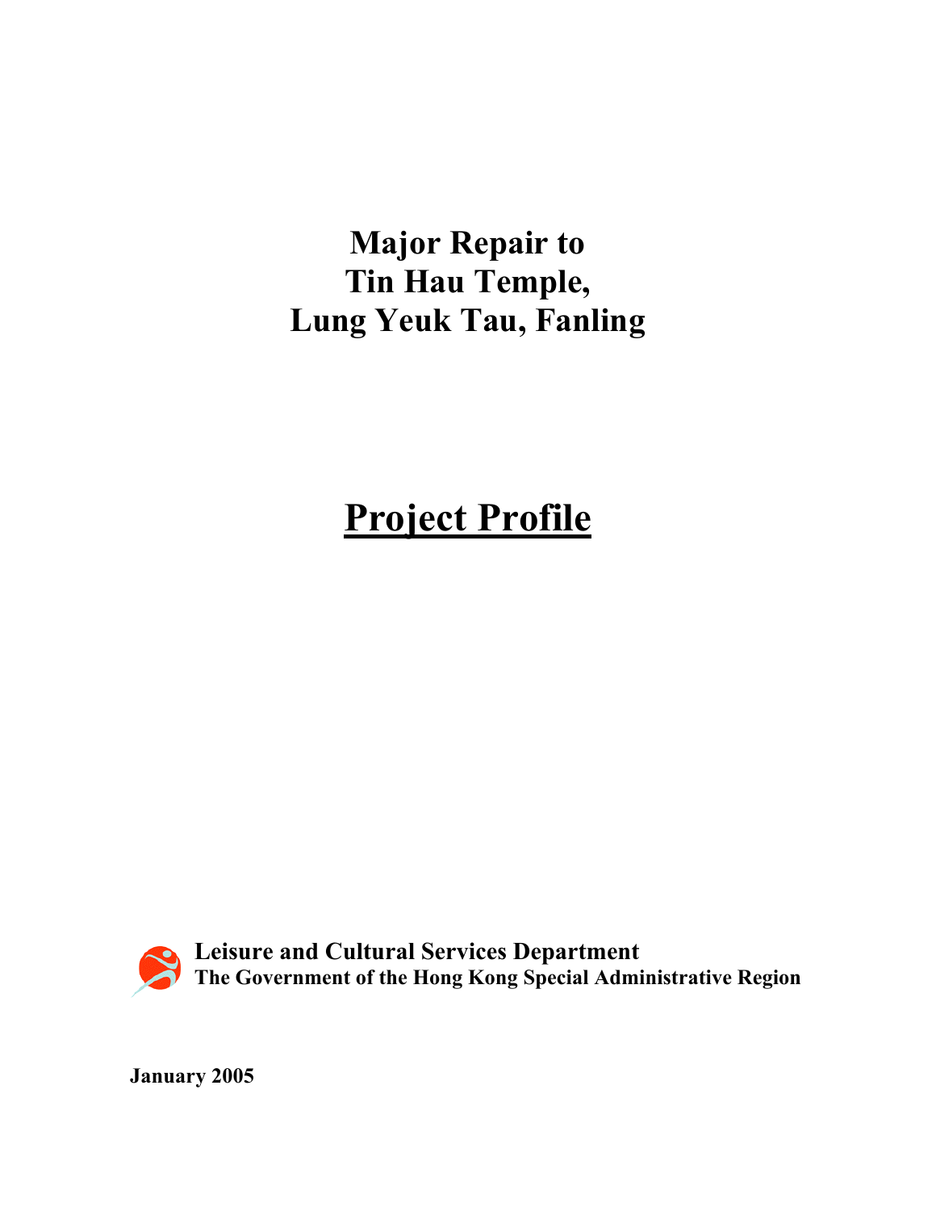# Major Repair to Tin Hau Temple, Lung Yeuk Tau, Fanling

## Project Profile

**Leisure and Cultural Services Department**
**The Government of the Hong Kong Special Administrative Region**

**January 2005**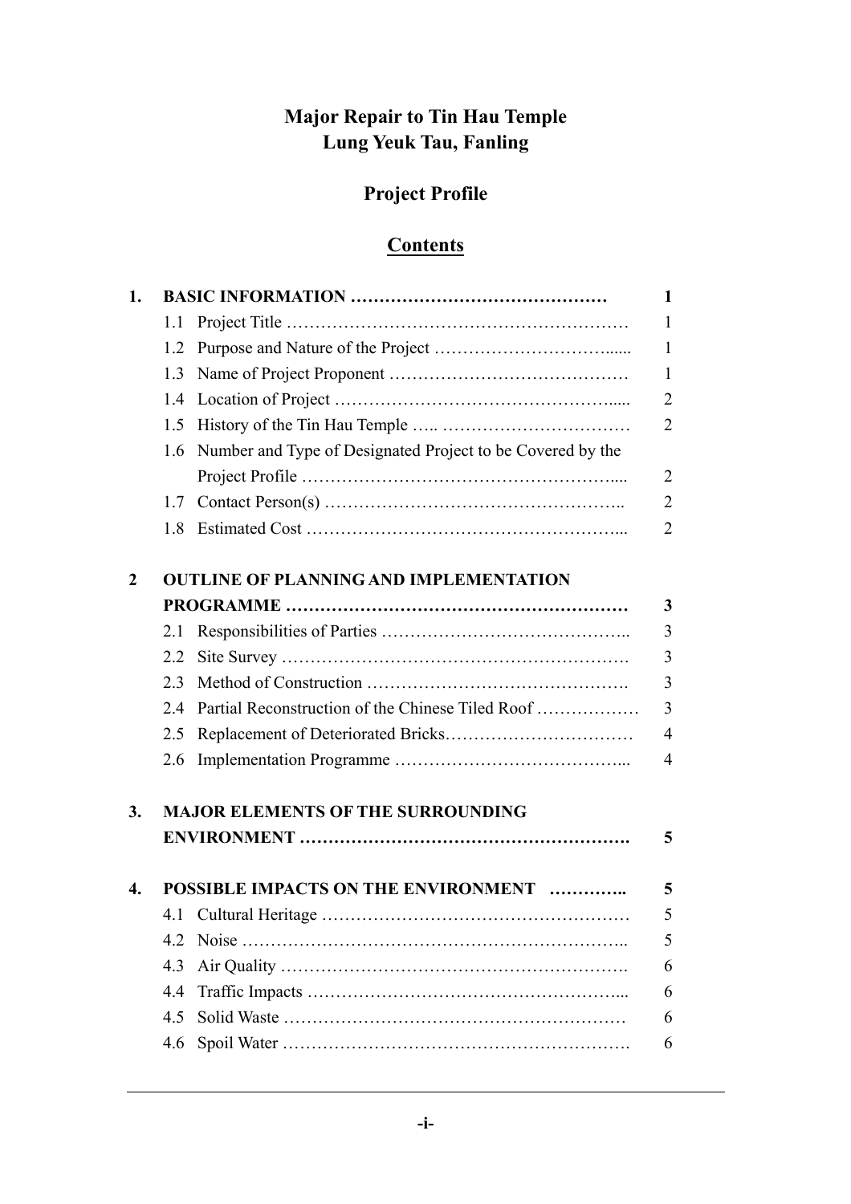# Major Repair to Tin Hau Temple
# Lung Yeuk Tau, Fanling

## Project Profile

## Contents

| | | Page |
|---|---|---|
| **1.** | **BASIC INFORMATION** | **1** |
| | 1.1 Project Title | 1 |
| | 1.2 Purpose and Nature of the Project | 1 |
| | 1.3 Name of Project Proponent | 1 |
| | 1.4 Location of Project | 2 |
| | 1.5 History of the Tin Hau Temple | 2 |
| | 1.6 Number and Type of Designated Project to be Covered by the Project Profile | 2 |
| | 1.7 Contact Person(s) | 2 |
| | 1.8 Estimated Cost | 2 |
| **2** | **OUTLINE OF PLANNING AND IMPLEMENTATION PROGRAMME** | **3** |
| | 2.1 Responsibilities of Parties | 3 |
| | 2.2 Site Survey | 3 |
| | 2.3 Method of Construction | 3 |
| | 2.4 Partial Reconstruction of the Chinese Tiled Roof | 3 |
| | 2.5 Replacement of Deteriorated Bricks | 4 |
| | 2.6 Implementation Programme | 4 |
| **3.** | **MAJOR ELEMENTS OF THE SURROUNDING ENVIRONMENT** | **5** |
| **4.** | **POSSIBLE IMPACTS ON THE ENVIRONMENT** | **5** |
| | 4.1 Cultural Heritage | 5 |
| | 4.2 Noise | 5 |
| | 4.3 Air Quality | 6 |
| | 4.4 Traffic Impacts | 6 |
| | 4.5 Solid Waste | 6 |
| | 4.6 Spoil Water | 6 |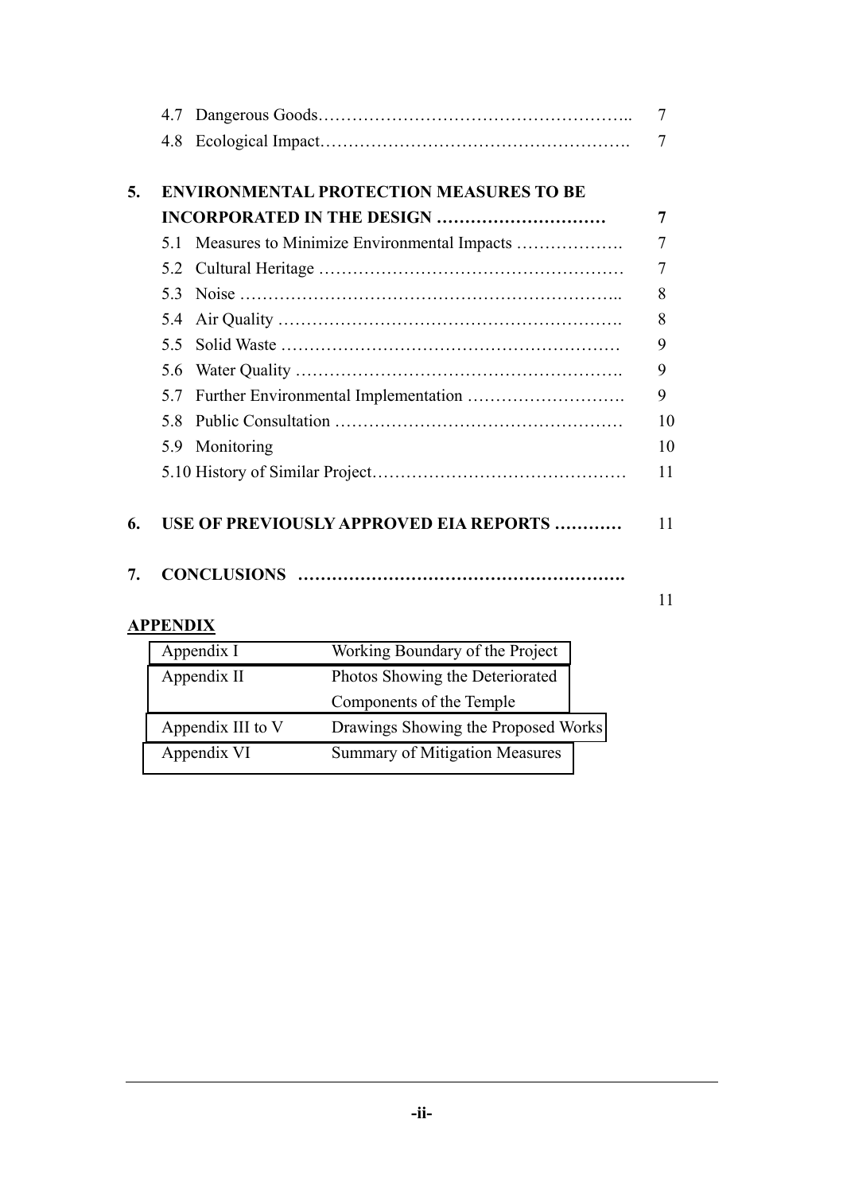4.7 Dangerous Goods………………………………………………….. 7

4.8 Ecological Impact………………………………………………. 7

**5. ENVIRONMENTAL PROTECTION MEASURES TO BE INCORPORATED IN THE DESIGN ………………………… 7**

5.1 Measures to Minimize Environmental Impacts ………………. 7

5.2 Cultural Heritage ……………………………………………… 7

5.3 Noise ………………………………………………………….. 8

5.4 Air Quality ……………………………………………………. 8

5.5 Solid Waste …………………………………………………… 9

5.6 Water Quality …………………………………………………. 9

5.7 Further Environmental Implementation ………………………. 9

5.8 Public Consultation …………………………………………… 10

5.9 Monitoring 10

5.10 History of Similar Project……………………………………… 11

**6. USE OF PREVIOUSLY APPROVED EIA REPORTS …………** 11

**7. CONCLUSIONS ……………………………………………….** 11

**APPENDIX**

| | |
|---|---|
| Appendix I | Working Boundary of the Project |
| Appendix II | Photos Showing the Deteriorated Components of the Temple |
| Appendix III to V | Drawings Showing the Proposed Works |
| Appendix VI | Summary of Mitigation Measures |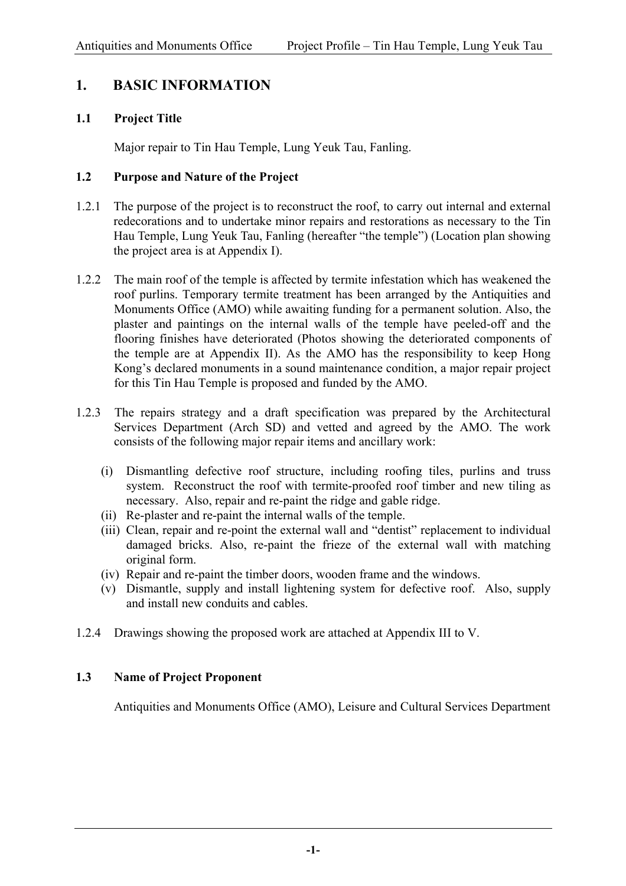# 1. BASIC INFORMATION

## 1.1 Project Title

Major repair to Tin Hau Temple, Lung Yeuk Tau, Fanling.

## 1.2 Purpose and Nature of the Project

1.2.1 The purpose of the project is to reconstruct the roof, to carry out internal and external redecorations and to undertake minor repairs and restorations as necessary to the Tin Hau Temple, Lung Yeuk Tau, Fanling (hereafter "the temple") (Location plan showing the project area is at Appendix I).

1.2.2 The main roof of the temple is affected by termite infestation which has weakened the roof purlins. Temporary termite treatment has been arranged by the Antiquities and Monuments Office (AMO) while awaiting funding for a permanent solution. Also, the plaster and paintings on the internal walls of the temple have peeled-off and the flooring finishes have deteriorated (Photos showing the deteriorated components of the temple are at Appendix II). As the AMO has the responsibility to keep Hong Kong's declared monuments in a sound maintenance condition, a major repair project for this Tin Hau Temple is proposed and funded by the AMO.

1.2.3 The repairs strategy and a draft specification was prepared by the Architectural Services Department (Arch SD) and vetted and agreed by the AMO. The work consists of the following major repair items and ancillary work:

(i) Dismantling defective roof structure, including roofing tiles, purlins and truss system. Reconstruct the roof with termite-proofed roof timber and new tiling as necessary. Also, repair and re-paint the ridge and gable ridge.
(ii) Re-plaster and re-paint the internal walls of the temple.
(iii) Clean, repair and re-point the external wall and "dentist" replacement to individual damaged bricks. Also, re-paint the frieze of the external wall with matching original form.
(iv) Repair and re-paint the timber doors, wooden frame and the windows.
(v) Dismantle, supply and install lightening system for defective roof. Also, supply and install new conduits and cables.

1.2.4 Drawings showing the proposed work are attached at Appendix III to V.

## 1.3 Name of Project Proponent

Antiquities and Monuments Office (AMO), Leisure and Cultural Services Department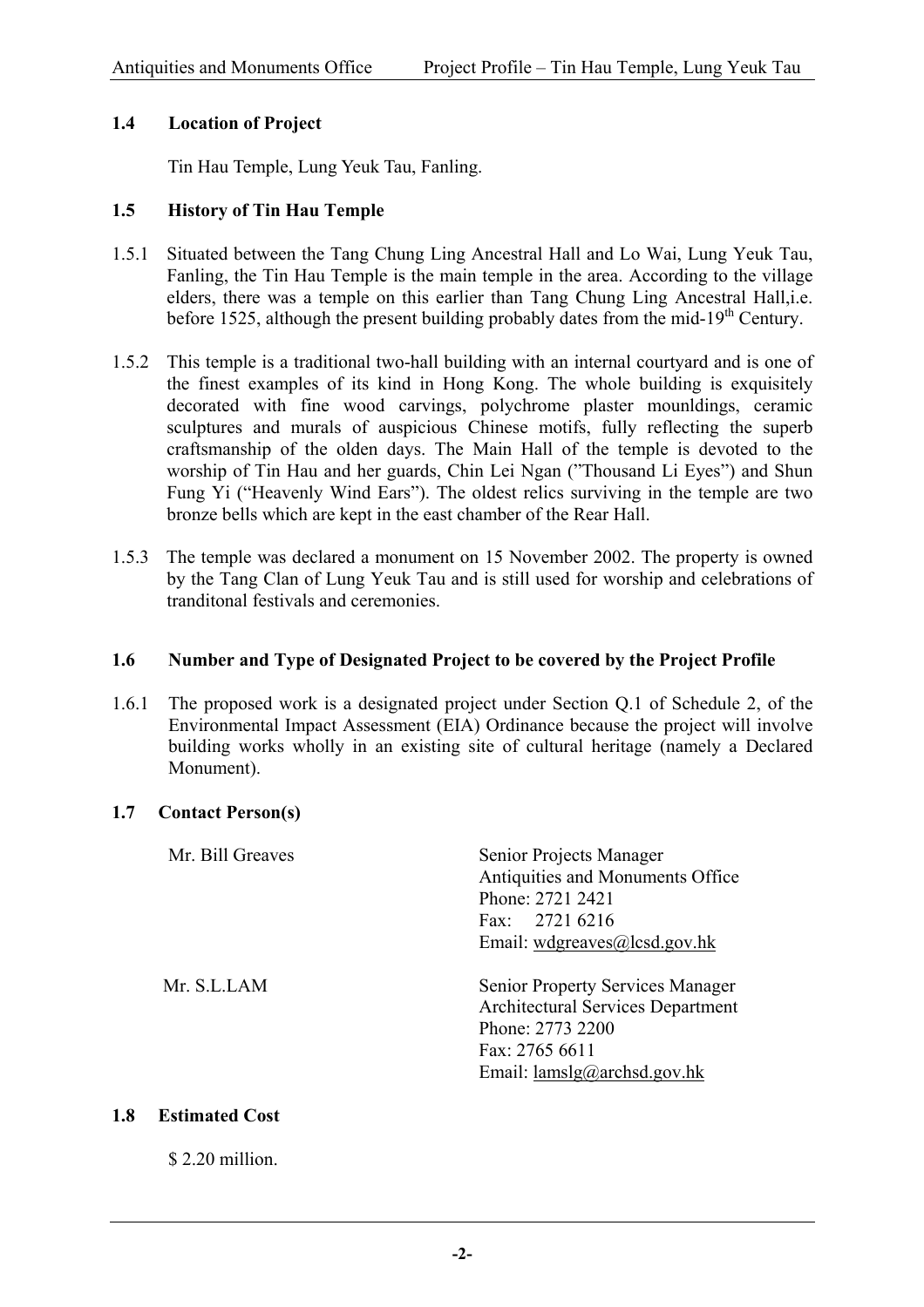### 1.4 Location of Project

Tin Hau Temple, Lung Yeuk Tau, Fanling.

### 1.5 History of Tin Hau Temple

1.5.1 Situated between the Tang Chung Ling Ancestral Hall and Lo Wai, Lung Yeuk Tau, Fanling, the Tin Hau Temple is the main temple in the area. According to the village elders, there was a temple on this earlier than Tang Chung Ling Ancestral Hall,i.e. before 1525, although the present building probably dates from the mid-19th Century.

1.5.2 This temple is a traditional two-hall building with an internal courtyard and is one of the finest examples of its kind in Hong Kong. The whole building is exquisitely decorated with fine wood carvings, polychrome plaster mounldings, ceramic sculptures and murals of auspicious Chinese motifs, fully reflecting the superb craftsmanship of the olden days. The Main Hall of the temple is devoted to the worship of Tin Hau and her guards, Chin Lei Ngan ("Thousand Li Eyes") and Shun Fung Yi ("Heavenly Wind Ears"). The oldest relics surviving in the temple are two bronze bells which are kept in the east chamber of the Rear Hall.

1.5.3 The temple was declared a monument on 15 November 2002. The property is owned by the Tang Clan of Lung Yeuk Tau and is still used for worship and celebrations of tranditonal festivals and ceremonies.

### 1.6 Number and Type of Designated Project to be covered by the Project Profile

1.6.1 The proposed work is a designated project under Section Q.1 of Schedule 2, of the Environmental Impact Assessment (EIA) Ordinance because the project will involve building works wholly in an existing site of cultural heritage (namely a Declared Monument).

### 1.7 Contact Person(s)

| | |
|---|---|
| Mr. Bill Greaves | Senior Projects Manager<br>Antiquities and Monuments Office<br>Phone: 2721 2421<br>Fax: 2721 6216<br>Email: wdgreaves@lcsd.gov.hk |
| Mr. S.L.LAM | Senior Property Services Manager<br>Architectural Services Department<br>Phone: 2773 2200<br>Fax: 2765 6611<br>Email: lamslg@archsd.gov.hk |

### 1.8 Estimated Cost

$ 2.20 million.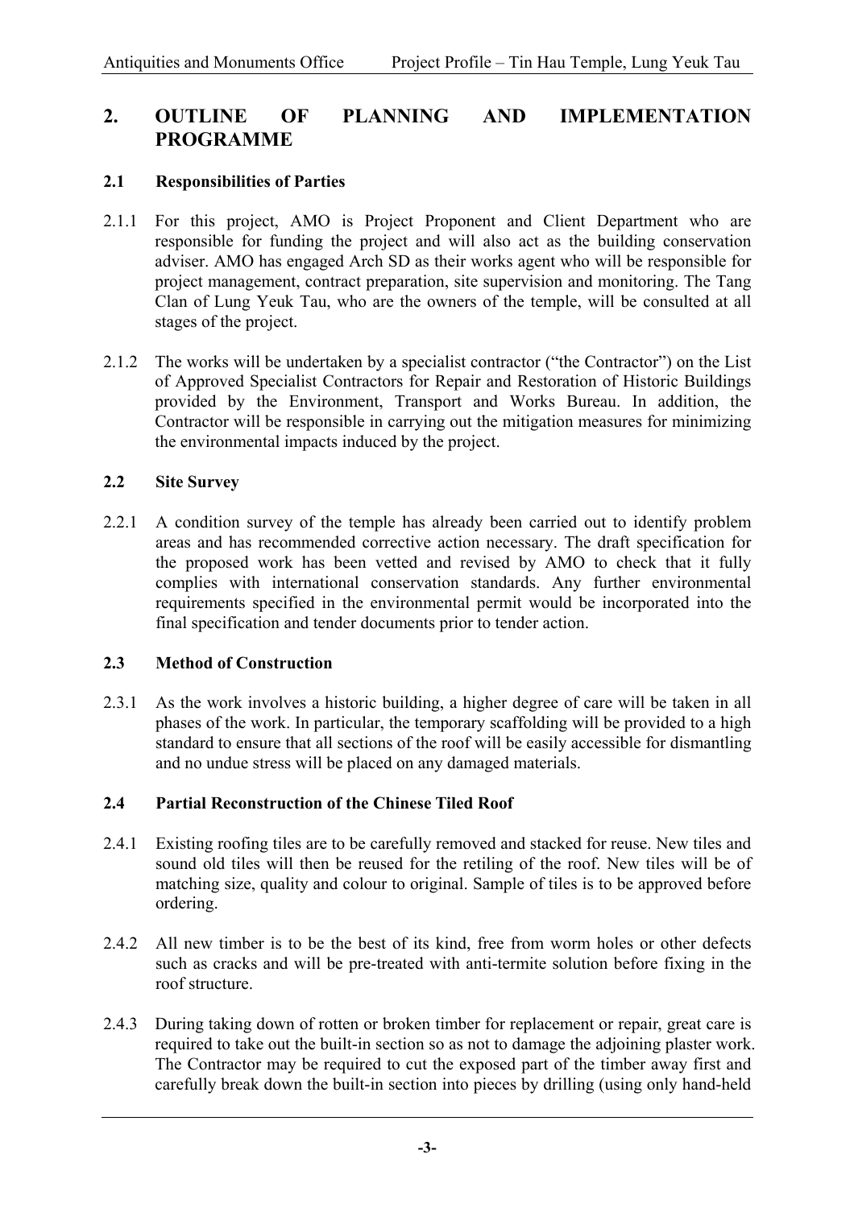## 2. OUTLINE OF PLANNING AND IMPLEMENTATION PROGRAMME

### 2.1 Responsibilities of Parties

2.1.1 For this project, AMO is Project Proponent and Client Department who are responsible for funding the project and will also act as the building conservation adviser. AMO has engaged Arch SD as their works agent who will be responsible for project management, contract preparation, site supervision and monitoring. The Tang Clan of Lung Yeuk Tau, who are the owners of the temple, will be consulted at all stages of the project.

2.1.2 The works will be undertaken by a specialist contractor ("the Contractor") on the List of Approved Specialist Contractors for Repair and Restoration of Historic Buildings provided by the Environment, Transport and Works Bureau. In addition, the Contractor will be responsible in carrying out the mitigation measures for minimizing the environmental impacts induced by the project.

### 2.2 Site Survey

2.2.1 A condition survey of the temple has already been carried out to identify problem areas and has recommended corrective action necessary. The draft specification for the proposed work has been vetted and revised by AMO to check that it fully complies with international conservation standards. Any further environmental requirements specified in the environmental permit would be incorporated into the final specification and tender documents prior to tender action.

### 2.3 Method of Construction

2.3.1 As the work involves a historic building, a higher degree of care will be taken in all phases of the work. In particular, the temporary scaffolding will be provided to a high standard to ensure that all sections of the roof will be easily accessible for dismantling and no undue stress will be placed on any damaged materials.

### 2.4 Partial Reconstruction of the Chinese Tiled Roof

2.4.1 Existing roofing tiles are to be carefully removed and stacked for reuse. New tiles and sound old tiles will then be reused for the retiling of the roof. New tiles will be of matching size, quality and colour to original. Sample of tiles is to be approved before ordering.

2.4.2 All new timber is to be the best of its kind, free from worm holes or other defects such as cracks and will be pre-treated with anti-termite solution before fixing in the roof structure.

2.4.3 During taking down of rotten or broken timber for replacement or repair, great care is required to take out the built-in section so as not to damage the adjoining plaster work. The Contractor may be required to cut the exposed part of the timber away first and carefully break down the built-in section into pieces by drilling (using only hand-held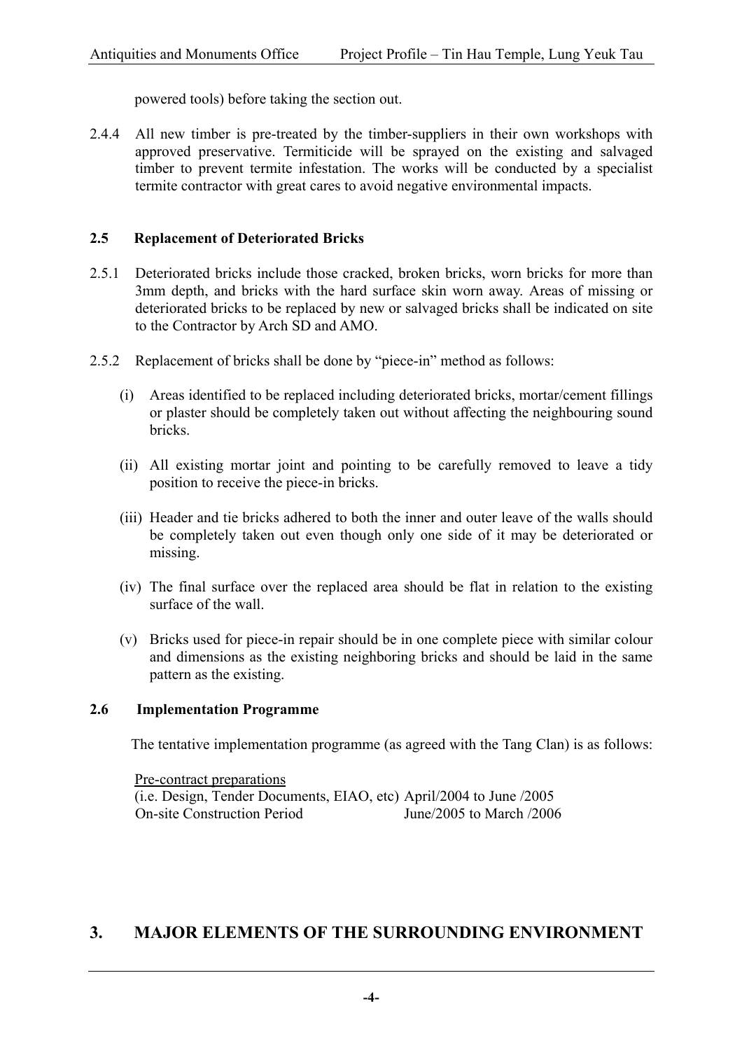powered tools) before taking the section out.

2.4.4 All new timber is pre-treated by the timber-suppliers in their own workshops with approved preservative. Termiticide will be sprayed on the existing and salvaged timber to prevent termite infestation. The works will be conducted by a specialist termite contractor with great cares to avoid negative environmental impacts.

### 2.5 Replacement of Deteriorated Bricks

2.5.1 Deteriorated bricks include those cracked, broken bricks, worn bricks for more than 3mm depth, and bricks with the hard surface skin worn away. Areas of missing or deteriorated bricks to be replaced by new or salvaged bricks shall be indicated on site to the Contractor by Arch SD and AMO.

2.5.2 Replacement of bricks shall be done by "piece-in" method as follows:

(i) Areas identified to be replaced including deteriorated bricks, mortar/cement fillings or plaster should be completely taken out without affecting the neighbouring sound bricks.

(ii) All existing mortar joint and pointing to be carefully removed to leave a tidy position to receive the piece-in bricks.

(iii) Header and tie bricks adhered to both the inner and outer leave of the walls should be completely taken out even though only one side of it may be deteriorated or missing.

(iv) The final surface over the replaced area should be flat in relation to the existing surface of the wall.

(v) Bricks used for piece-in repair should be in one complete piece with similar colour and dimensions as the existing neighboring bricks and should be laid in the same pattern as the existing.

### 2.6 Implementation Programme

The tentative implementation programme (as agreed with the Tang Clan) is as follows:

| Pre-contract preparations (i.e. Design, Tender Documents, EIAO, etc) | April/2004 to June /2005 |
|---|---|
| On-site Construction Period | June/2005 to March /2006 |

## 3. MAJOR ELEMENTS OF THE SURROUNDING ENVIRONMENT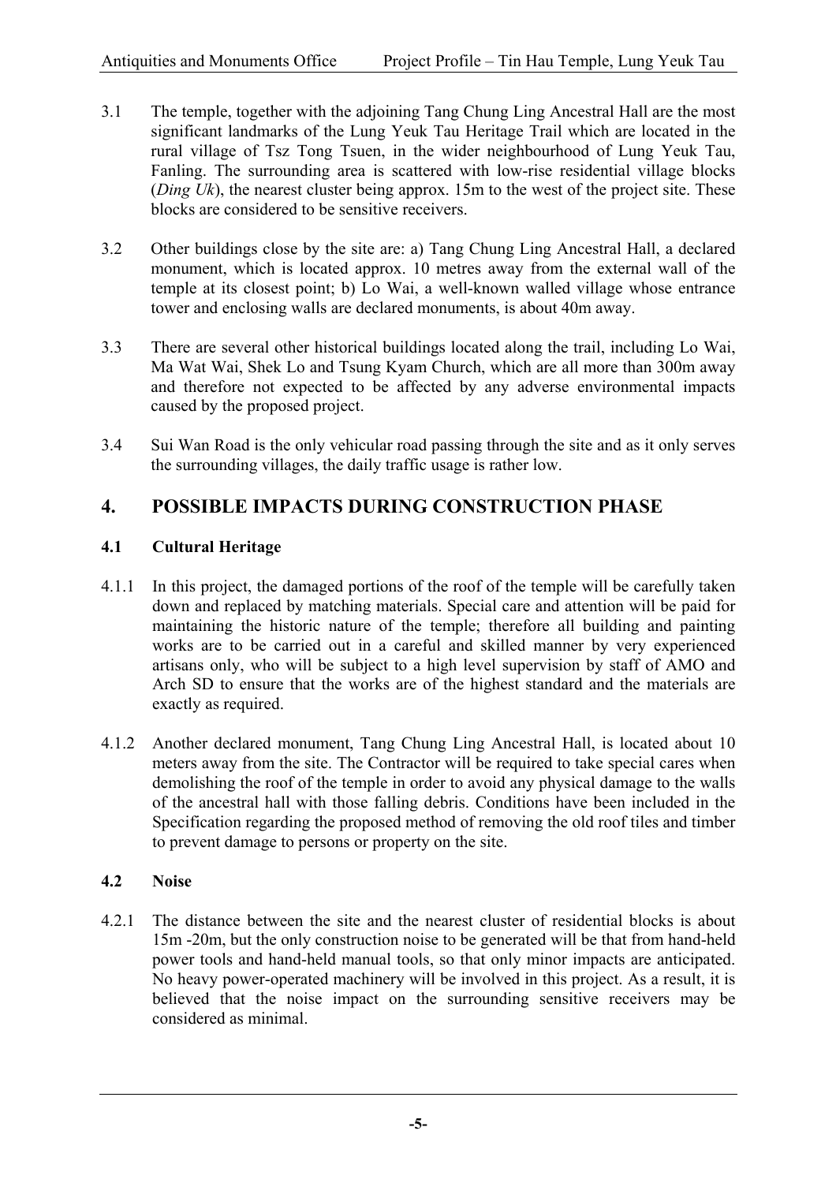3.1 The temple, together with the adjoining Tang Chung Ling Ancestral Hall are the most significant landmarks of the Lung Yeuk Tau Heritage Trail which are located in the rural village of Tsz Tong Tsuen, in the wider neighbourhood of Lung Yeuk Tau, Fanling. The surrounding area is scattered with low-rise residential village blocks (*Ding Uk*), the nearest cluster being approx. 15m to the west of the project site. These blocks are considered to be sensitive receivers.

3.2 Other buildings close by the site are: a) Tang Chung Ling Ancestral Hall, a declared monument, which is located approx. 10 metres away from the external wall of the temple at its closest point; b) Lo Wai, a well-known walled village whose entrance tower and enclosing walls are declared monuments, is about 40m away.

3.3 There are several other historical buildings located along the trail, including Lo Wai, Ma Wat Wai, Shek Lo and Tsung Kyam Church, which are all more than 300m away and therefore not expected to be affected by any adverse environmental impacts caused by the proposed project.

3.4 Sui Wan Road is the only vehicular road passing through the site and as it only serves the surrounding villages, the daily traffic usage is rather low.

## 4. POSSIBLE IMPACTS DURING CONSTRUCTION PHASE

### 4.1 Cultural Heritage

4.1.1 In this project, the damaged portions of the roof of the temple will be carefully taken down and replaced by matching materials. Special care and attention will be paid for maintaining the historic nature of the temple; therefore all building and painting works are to be carried out in a careful and skilled manner by very experienced artisans only, who will be subject to a high level supervision by staff of AMO and Arch SD to ensure that the works are of the highest standard and the materials are exactly as required.

4.1.2 Another declared monument, Tang Chung Ling Ancestral Hall, is located about 10 meters away from the site. The Contractor will be required to take special cares when demolishing the roof of the temple in order to avoid any physical damage to the walls of the ancestral hall with those falling debris. Conditions have been included in the Specification regarding the proposed method of removing the old roof tiles and timber to prevent damage to persons or property on the site.

### 4.2 Noise

4.2.1 The distance between the site and the nearest cluster of residential blocks is about 15m -20m, but the only construction noise to be generated will be that from hand-held power tools and hand-held manual tools, so that only minor impacts are anticipated. No heavy power-operated machinery will be involved in this project. As a result, it is believed that the noise impact on the surrounding sensitive receivers may be considered as minimal.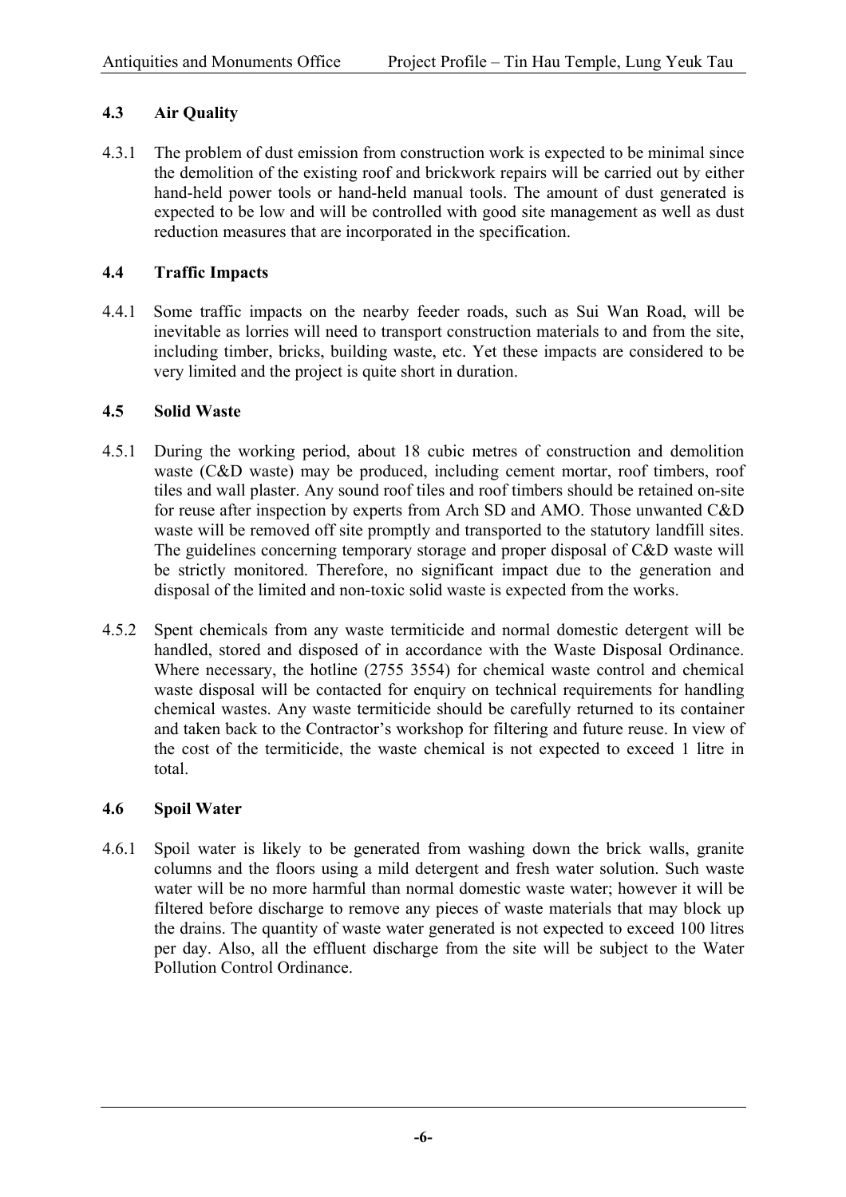### 4.3 Air Quality

4.3.1 The problem of dust emission from construction work is expected to be minimal since the demolition of the existing roof and brickwork repairs will be carried out by either hand-held power tools or hand-held manual tools. The amount of dust generated is expected to be low and will be controlled with good site management as well as dust reduction measures that are incorporated in the specification.

### 4.4 Traffic Impacts

4.4.1 Some traffic impacts on the nearby feeder roads, such as Sui Wan Road, will be inevitable as lorries will need to transport construction materials to and from the site, including timber, bricks, building waste, etc. Yet these impacts are considered to be very limited and the project is quite short in duration.

### 4.5 Solid Waste

4.5.1 During the working period, about 18 cubic metres of construction and demolition waste (C&D waste) may be produced, including cement mortar, roof timbers, roof tiles and wall plaster. Any sound roof tiles and roof timbers should be retained on-site for reuse after inspection by experts from Arch SD and AMO. Those unwanted C&D waste will be removed off site promptly and transported to the statutory landfill sites. The guidelines concerning temporary storage and proper disposal of C&D waste will be strictly monitored. Therefore, no significant impact due to the generation and disposal of the limited and non-toxic solid waste is expected from the works.

4.5.2 Spent chemicals from any waste termiticide and normal domestic detergent will be handled, stored and disposed of in accordance with the Waste Disposal Ordinance. Where necessary, the hotline (2755 3554) for chemical waste control and chemical waste disposal will be contacted for enquiry on technical requirements for handling chemical wastes. Any waste termiticide should be carefully returned to its container and taken back to the Contractor's workshop for filtering and future reuse. In view of the cost of the termiticide, the waste chemical is not expected to exceed 1 litre in total.

### 4.6 Spoil Water

4.6.1 Spoil water is likely to be generated from washing down the brick walls, granite columns and the floors using a mild detergent and fresh water solution. Such waste water will be no more harmful than normal domestic waste water; however it will be filtered before discharge to remove any pieces of waste materials that may block up the drains. The quantity of waste water generated is not expected to exceed 100 litres per day. Also, all the effluent discharge from the site will be subject to the Water Pollution Control Ordinance.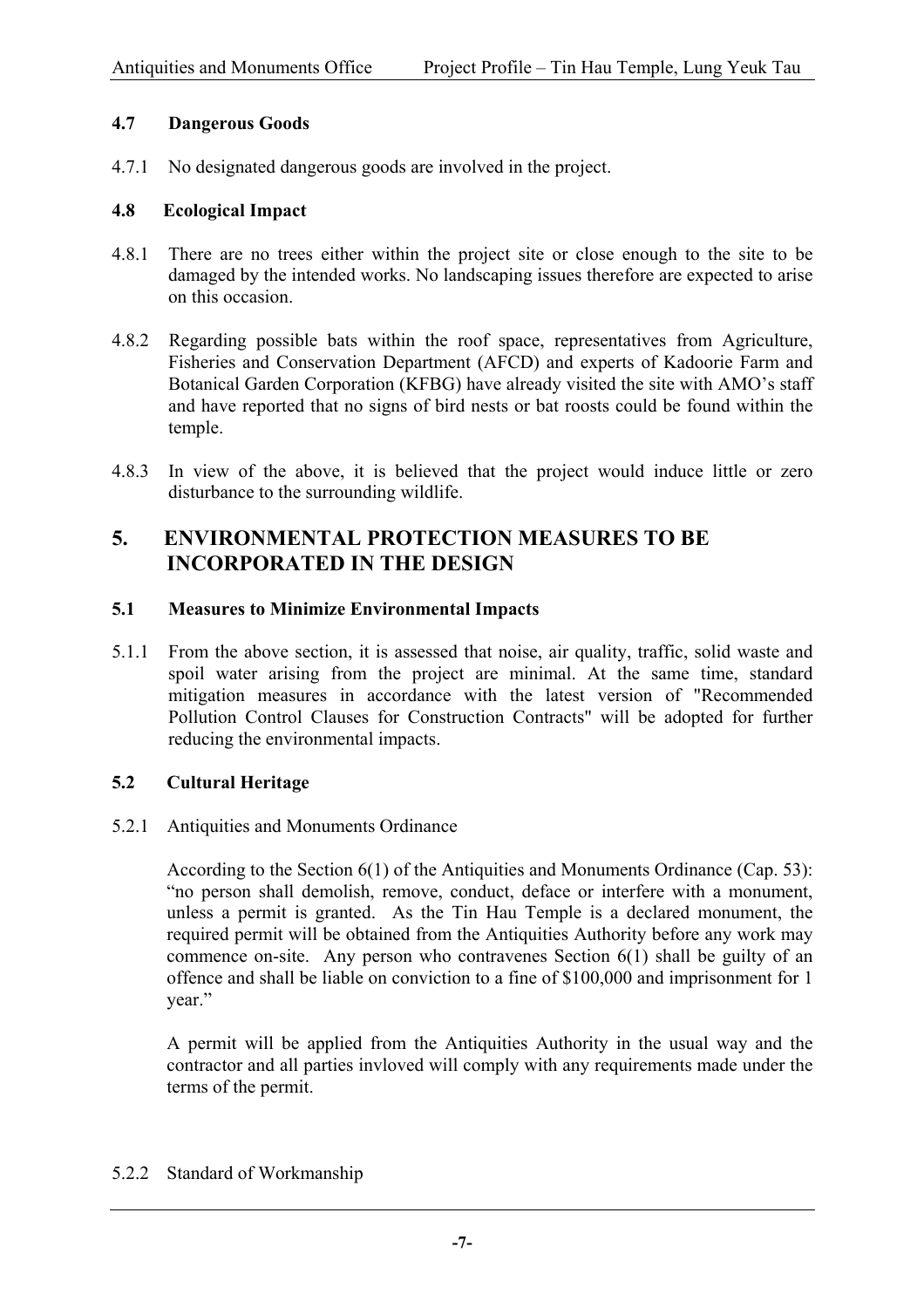### 4.7 Dangerous Goods

4.7.1 No designated dangerous goods are involved in the project.

### 4.8 Ecological Impact

4.8.1 There are no trees either within the project site or close enough to the site to be damaged by the intended works. No landscaping issues therefore are expected to arise on this occasion.

4.8.2 Regarding possible bats within the roof space, representatives from Agriculture, Fisheries and Conservation Department (AFCD) and experts of Kadoorie Farm and Botanical Garden Corporation (KFBG) have already visited the site with AMO's staff and have reported that no signs of bird nests or bat roosts could be found within the temple.

4.8.3 In view of the above, it is believed that the project would induce little or zero disturbance to the surrounding wildlife.

## 5. ENVIRONMENTAL PROTECTION MEASURES TO BE INCORPORATED IN THE DESIGN

### 5.1 Measures to Minimize Environmental Impacts

5.1.1 From the above section, it is assessed that noise, air quality, traffic, solid waste and spoil water arising from the project are minimal. At the same time, standard mitigation measures in accordance with the latest version of "Recommended Pollution Control Clauses for Construction Contracts" will be adopted for further reducing the environmental impacts.

### 5.2 Cultural Heritage

5.2.1 Antiquities and Monuments Ordinance

According to the Section 6(1) of the Antiquities and Monuments Ordinance (Cap. 53): "no person shall demolish, remove, conduct, deface or interfere with a monument, unless a permit is granted. As the Tin Hau Temple is a declared monument, the required permit will be obtained from the Antiquities Authority before any work may commence on-site. Any person who contravenes Section 6(1) shall be guilty of an offence and shall be liable on conviction to a fine of $100,000 and imprisonment for 1 year."

A permit will be applied from the Antiquities Authority in the usual way and the contractor and all parties invloved will comply with any requirements made under the terms of the permit.

5.2.2 Standard of Workmanship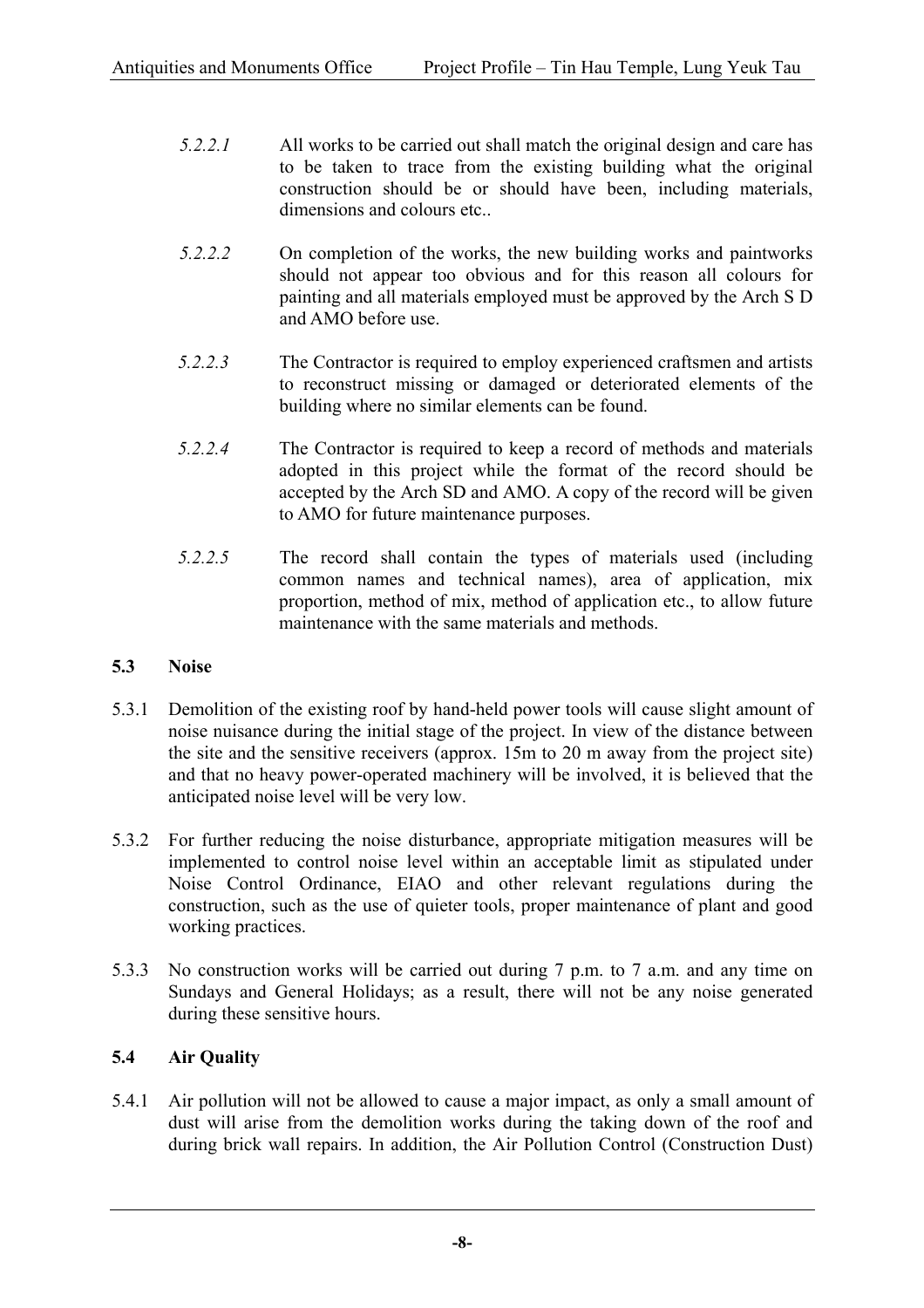*5.2.2.1* All works to be carried out shall match the original design and care has to be taken to trace from the existing building what the original construction should be or should have been, including materials, dimensions and colours etc..

*5.2.2.2* On completion of the works, the new building works and paintworks should not appear too obvious and for this reason all colours for painting and all materials employed must be approved by the Arch S D and AMO before use.

*5.2.2.3* The Contractor is required to employ experienced craftsmen and artists to reconstruct missing or damaged or deteriorated elements of the building where no similar elements can be found.

*5.2.2.4* The Contractor is required to keep a record of methods and materials adopted in this project while the format of the record should be accepted by the Arch SD and AMO. A copy of the record will be given to AMO for future maintenance purposes.

*5.2.2.5* The record shall contain the types of materials used (including common names and technical names), area of application, mix proportion, method of mix, method of application etc., to allow future maintenance with the same materials and methods.

### 5.3 Noise

5.3.1 Demolition of the existing roof by hand-held power tools will cause slight amount of noise nuisance during the initial stage of the project. In view of the distance between the site and the sensitive receivers (approx. 15m to 20 m away from the project site) and that no heavy power-operated machinery will be involved, it is believed that the anticipated noise level will be very low.

5.3.2 For further reducing the noise disturbance, appropriate mitigation measures will be implemented to control noise level within an acceptable limit as stipulated under Noise Control Ordinance, EIAO and other relevant regulations during the construction, such as the use of quieter tools, proper maintenance of plant and good working practices.

5.3.3 No construction works will be carried out during 7 p.m. to 7 a.m. and any time on Sundays and General Holidays; as a result, there will not be any noise generated during these sensitive hours.

### 5.4 Air Quality

5.4.1 Air pollution will not be allowed to cause a major impact, as only a small amount of dust will arise from the demolition works during the taking down of the roof and during brick wall repairs. In addition, the Air Pollution Control (Construction Dust)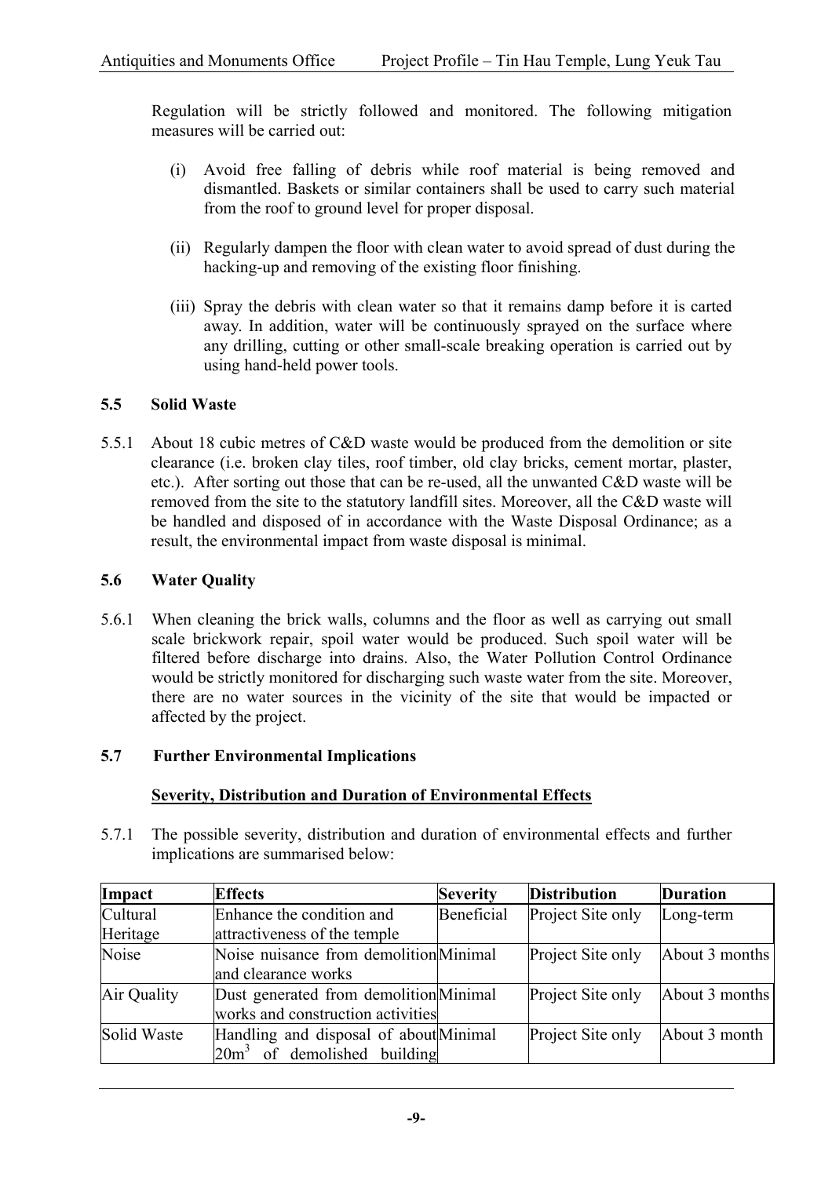Regulation will be strictly followed and monitored. The following mitigation measures will be carried out:

(i) Avoid free falling of debris while roof material is being removed and dismantled. Baskets or similar containers shall be used to carry such material from the roof to ground level for proper disposal.

(ii) Regularly dampen the floor with clean water to avoid spread of dust during the hacking-up and removing of the existing floor finishing.

(iii) Spray the debris with clean water so that it remains damp before it is carted away. In addition, water will be continuously sprayed on the surface where any drilling, cutting or other small-scale breaking operation is carried out by using hand-held power tools.

### 5.5 Solid Waste

5.5.1 About 18 cubic metres of C&D waste would be produced from the demolition or site clearance (i.e. broken clay tiles, roof timber, old clay bricks, cement mortar, plaster, etc.). After sorting out those that can be re-used, all the unwanted C&D waste will be removed from the site to the statutory landfill sites. Moreover, all the C&D waste will be handled and disposed of in accordance with the Waste Disposal Ordinance; as a result, the environmental impact from waste disposal is minimal.

### 5.6 Water Quality

5.6.1 When cleaning the brick walls, columns and the floor as well as carrying out small scale brickwork repair, spoil water would be produced. Such spoil water will be filtered before discharge into drains. Also, the Water Pollution Control Ordinance would be strictly monitored for discharging such waste water from the site. Moreover, there are no water sources in the vicinity of the site that would be impacted or affected by the project.

### 5.7 Further Environmental Implications

**Severity, Distribution and Duration of Environmental Effects**

5.7.1 The possible severity, distribution and duration of environmental effects and further implications are summarised below:

| Impact | Effects | Severity | Distribution | Duration |
|---|---|---|---|---|
| Cultural Heritage | Enhance the condition and attractiveness of the temple | Beneficial | Project Site only | Long-term |
| Noise | Noise nuisance from demolition and clearance works | Minimal | Project Site only | About 3 months |
| Air Quality | Dust generated from demolition works and construction activities | Minimal | Project Site only | About 3 months |
| Solid Waste | Handling and disposal of about $20m^3$ of demolished building | Minimal | Project Site only | About 3 month |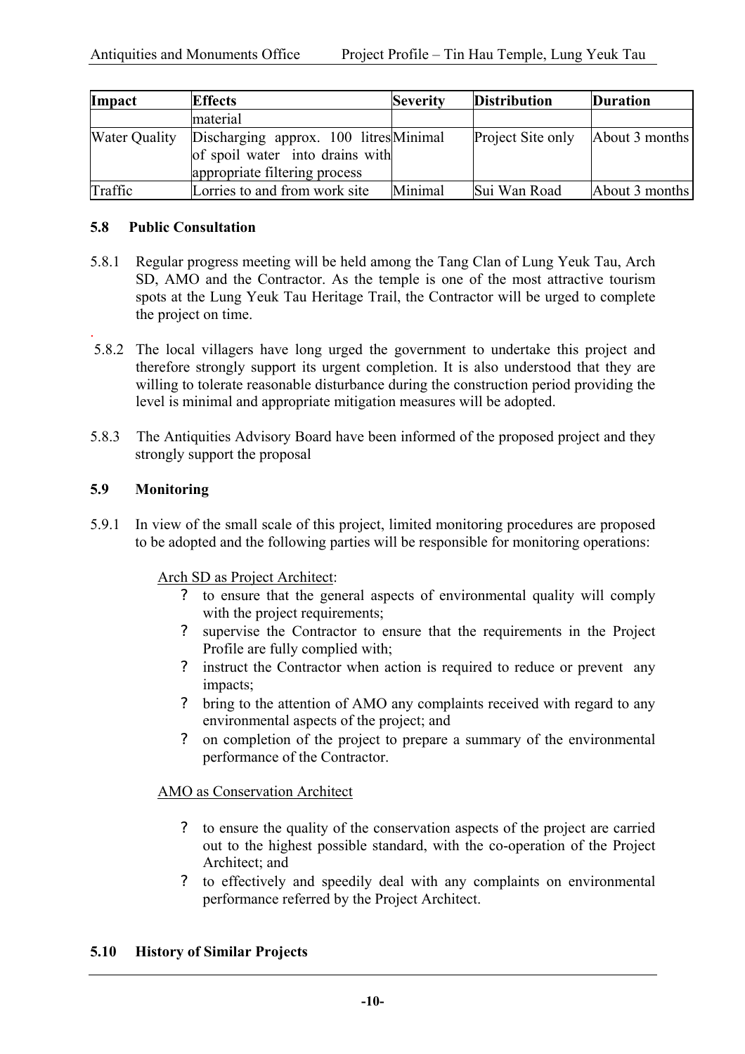| Impact | Effects | Severity | Distribution | Duration |
|---|---|---|---|---|
| | material | | | |
| Water Quality | Discharging approx. 100 litres of spoil water into drains with appropriate filtering process | Minimal | Project Site only | About 3 months |
| Traffic | Lorries to and from work site | Minimal | Sui Wan Road | About 3 months |

### 5.8 Public Consultation

5.8.1 Regular progress meeting will be held among the Tang Clan of Lung Yeuk Tau, Arch SD, AMO and the Contractor. As the temple is one of the most attractive tourism spots at the Lung Yeuk Tau Heritage Trail, the Contractor will be urged to complete the project on time.

5.8.2 The local villagers have long urged the government to undertake this project and therefore strongly support its urgent completion. It is also understood that they are willing to tolerate reasonable disturbance during the construction period providing the level is minimal and appropriate mitigation measures will be adopted.

5.8.3 The Antiquities Advisory Board have been informed of the proposed project and they strongly support the proposal

### 5.9 Monitoring

5.9.1 In view of the small scale of this project, limited monitoring procedures are proposed to be adopted and the following parties will be responsible for monitoring operations:

Arch SD as Project Architect:

- to ensure that the general aspects of environmental quality will comply with the project requirements;
- supervise the Contractor to ensure that the requirements in the Project Profile are fully complied with;
- instruct the Contractor when action is required to reduce or prevent any impacts;
- bring to the attention of AMO any complaints received with regard to any environmental aspects of the project; and
- on completion of the project to prepare a summary of the environmental performance of the Contractor.

AMO as Conservation Architect

- to ensure the quality of the conservation aspects of the project are carried out to the highest possible standard, with the co-operation of the Project Architect; and
- to effectively and speedily deal with any complaints on environmental performance referred by the Project Architect.

### 5.10 History of Similar Projects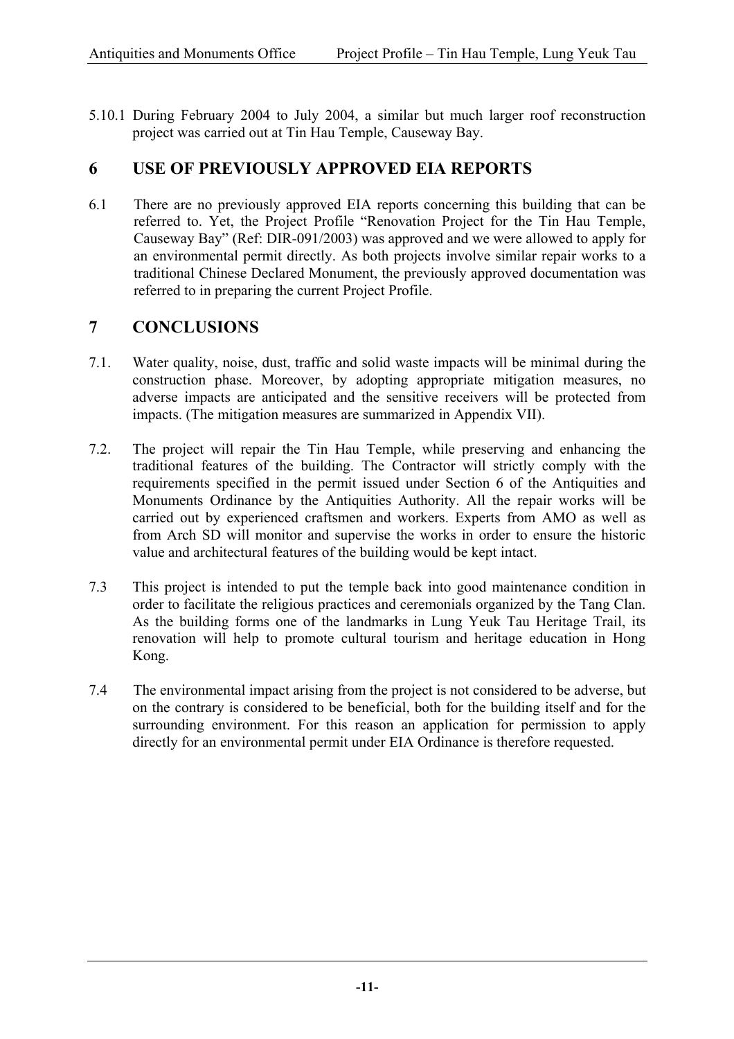5.10.1 During February 2004 to July 2004, a similar but much larger roof reconstruction project was carried out at Tin Hau Temple, Causeway Bay.

## 6 USE OF PREVIOUSLY APPROVED EIA REPORTS

6.1 There are no previously approved EIA reports concerning this building that can be referred to. Yet, the Project Profile "Renovation Project for the Tin Hau Temple, Causeway Bay" (Ref: DIR-091/2003) was approved and we were allowed to apply for an environmental permit directly. As both projects involve similar repair works to a traditional Chinese Declared Monument, the previously approved documentation was referred to in preparing the current Project Profile.

## 7 CONCLUSIONS

7.1. Water quality, noise, dust, traffic and solid waste impacts will be minimal during the construction phase. Moreover, by adopting appropriate mitigation measures, no adverse impacts are anticipated and the sensitive receivers will be protected from impacts. (The mitigation measures are summarized in Appendix VII).

7.2. The project will repair the Tin Hau Temple, while preserving and enhancing the traditional features of the building. The Contractor will strictly comply with the requirements specified in the permit issued under Section 6 of the Antiquities and Monuments Ordinance by the Antiquities Authority. All the repair works will be carried out by experienced craftsmen and workers. Experts from AMO as well as from Arch SD will monitor and supervise the works in order to ensure the historic value and architectural features of the building would be kept intact.

7.3 This project is intended to put the temple back into good maintenance condition in order to facilitate the religious practices and ceremonials organized by the Tang Clan. As the building forms one of the landmarks in Lung Yeuk Tau Heritage Trail, its renovation will help to promote cultural tourism and heritage education in Hong Kong.

7.4 The environmental impact arising from the project is not considered to be adverse, but on the contrary is considered to be beneficial, both for the building itself and for the surrounding environment. For this reason an application for permission to apply directly for an environmental permit under EIA Ordinance is therefore requested.